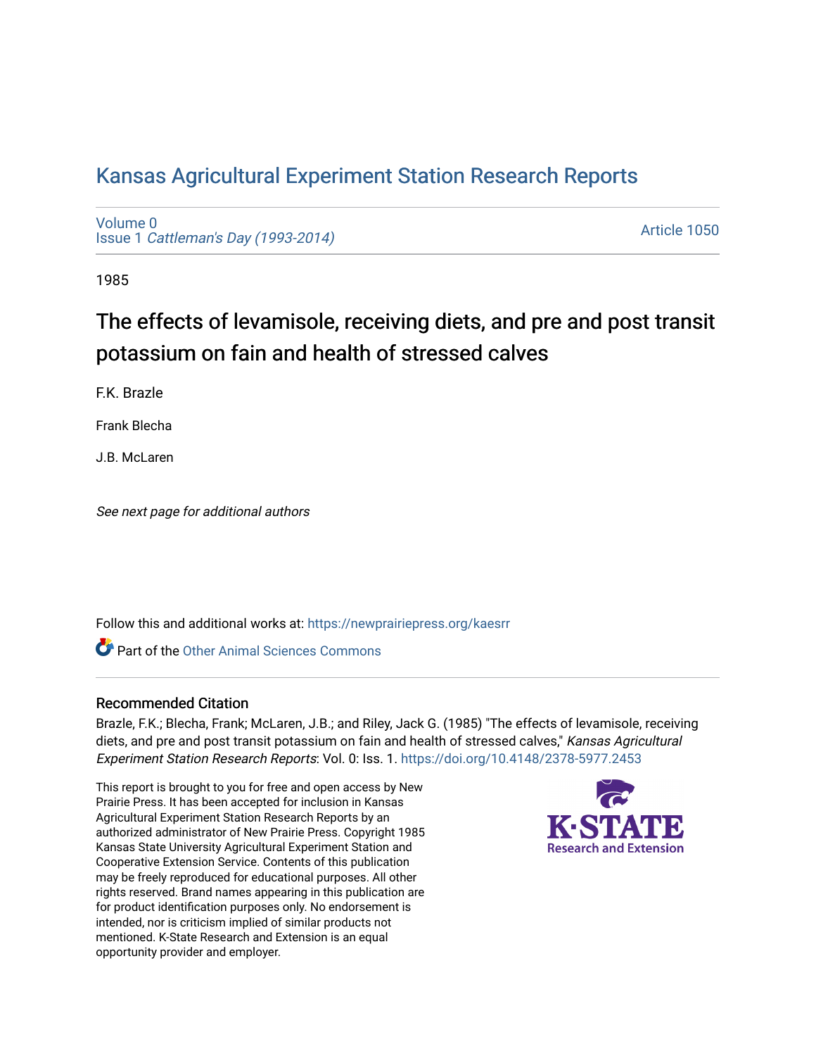# Kansas Agricultural Experiment Station Research Reports

Volume 0
Issue 1 *Cattleman's Day (1993-2014)*

Article 1050

1985

## The effects of levamisole, receiving diets, and pre and post transit potassium on fain and health of stressed calves

F.K. Brazle

Frank Blecha

J.B. McLaren

*See next page for additional authors*

Follow this and additional works at: https://newprairiepress.org/kaesrr

Part of the Other Animal Sciences Commons

### Recommended Citation

Brazle, F.K.; Blecha, Frank; McLaren, J.B.; and Riley, Jack G. (1985) "The effects of levamisole, receiving diets, and pre and post transit potassium on fain and health of stressed calves," *Kansas Agricultural Experiment Station Research Reports*: Vol. 0: Iss. 1. https://doi.org/10.4148/2378-5977.2453

This report is brought to you for free and open access by New Prairie Press. It has been accepted for inclusion in Kansas Agricultural Experiment Station Research Reports by an authorized administrator of New Prairie Press. Copyright 1985 Kansas State University Agricultural Experiment Station and Cooperative Extension Service. Contents of this publication may be freely reproduced for educational purposes. All other rights reserved. Brand names appearing in this publication are for product identification purposes only. No endorsement is intended, nor is criticism implied of similar products not mentioned. K-State Research and Extension is an equal opportunity provider and employer.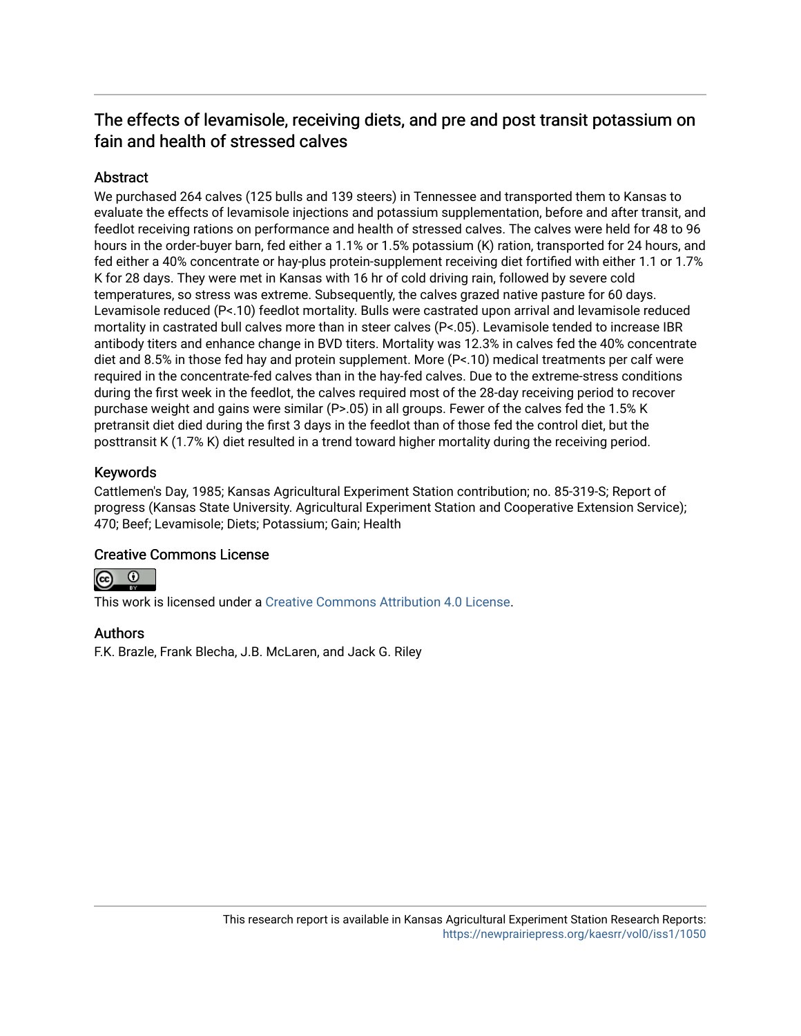## The effects of levamisole, receiving diets, and pre and post transit potassium on fain and health of stressed calves

### Abstract

We purchased 264 calves (125 bulls and 139 steers) in Tennessee and transported them to Kansas to evaluate the effects of levamisole injections and potassium supplementation, before and after transit, and feedlot receiving rations on performance and health of stressed calves. The calves were held for 48 to 96 hours in the order-buyer barn, fed either a 1.1% or 1.5% potassium (K) ration, transported for 24 hours, and fed either a 40% concentrate or hay-plus protein-supplement receiving diet fortified with either 1.1 or 1.7% K for 28 days. They were met in Kansas with 16 hr of cold driving rain, followed by severe cold temperatures, so stress was extreme. Subsequently, the calves grazed native pasture for 60 days. Levamisole reduced (P<.10) feedlot mortality. Bulls were castrated upon arrival and levamisole reduced mortality in castrated bull calves more than in steer calves (P<.05). Levamisole tended to increase IBR antibody titers and enhance change in BVD titers. Mortality was 12.3% in calves fed the 40% concentrate diet and 8.5% in those fed hay and protein supplement. More (P<.10) medical treatments per calf were required in the concentrate-fed calves than in the hay-fed calves. Due to the extreme-stress conditions during the first week in the feedlot, the calves required most of the 28-day receiving period to recover purchase weight and gains were similar (P>.05) in all groups. Fewer of the calves fed the 1.5% K pretransit diet died during the first 3 days in the feedlot than of those fed the control diet, but the posttransit K (1.7% K) diet resulted in a trend toward higher mortality during the receiving period.

### Keywords

Cattlemen's Day, 1985; Kansas Agricultural Experiment Station contribution; no. 85-319-S; Report of progress (Kansas State University. Agricultural Experiment Station and Cooperative Extension Service); 470; Beef; Levamisole; Diets; Potassium; Gain; Health

### Creative Commons License

This work is licensed under a Creative Commons Attribution 4.0 License.

### Authors

F.K. Brazle, Frank Blecha, J.B. McLaren, and Jack G. Riley

This research report is available in Kansas Agricultural Experiment Station Research Reports: https://newprairiepress.org/kaesrr/vol0/iss1/1050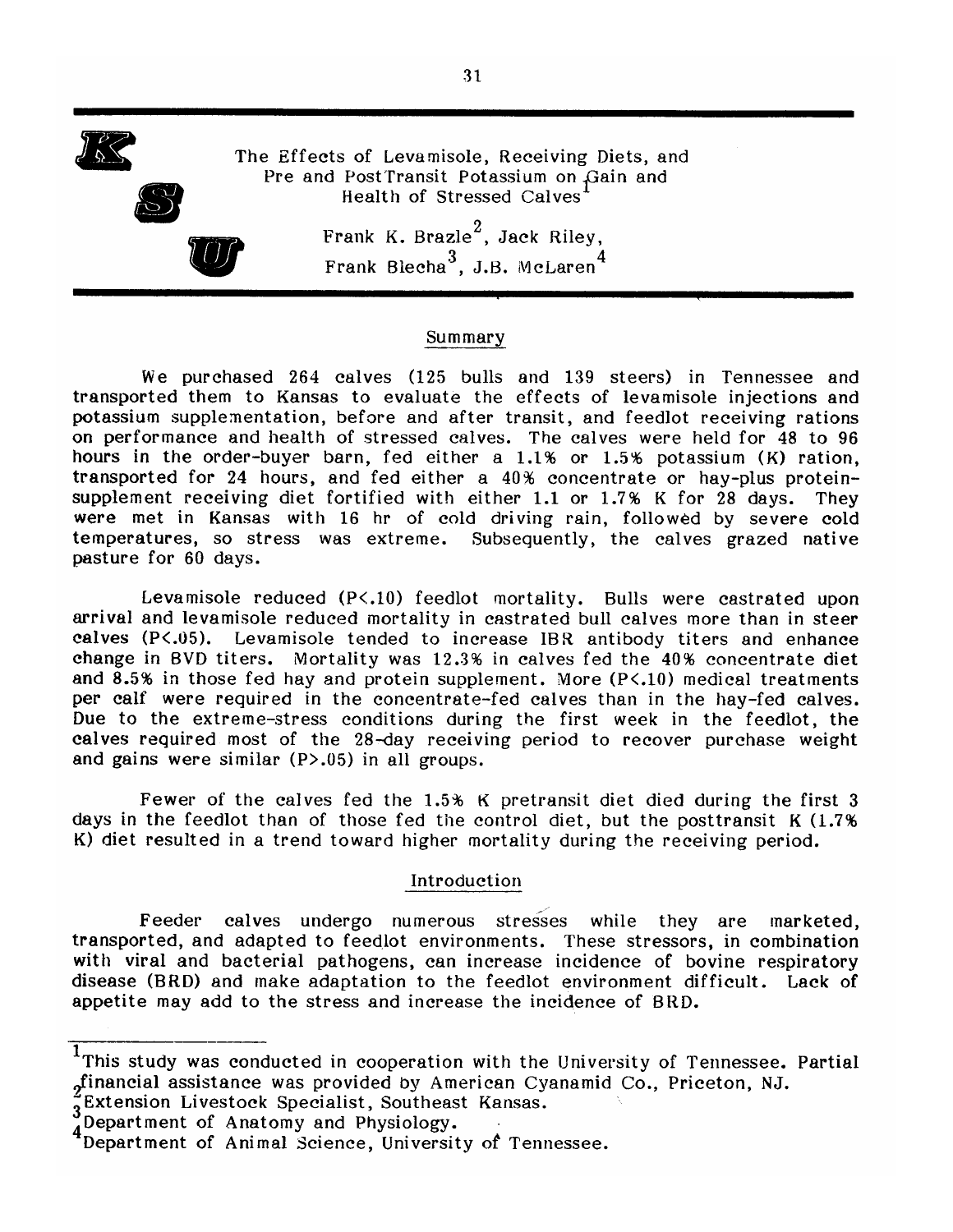# The Effects of Levamisole, Receiving Diets, and Pre and PostTransit Potassium on Gain and Health of Stressed Calves[1]

Frank K. Brazle[2], Jack Riley, Frank Blecha[3], J.B. McLaren[4]

## Summary

We purchased 264 calves (125 bulls and 139 steers) in Tennessee and transported them to Kansas to evaluate the effects of levamisole injections and potassium supplementation, before and after transit, and feedlot receiving rations on performance and health of stressed calves. The calves were held for 48 to 96 hours in the order-buyer barn, fed either a 1.1% or 1.5% potassium (K) ration, transported for 24 hours, and fed either a 40% concentrate or hay-plus protein-supplement receiving diet fortified with either 1.1 or 1.7% K for 28 days. They were met in Kansas with 16 hr of cold driving rain, followed by severe cold temperatures, so stress was extreme. Subsequently, the calves grazed native pasture for 60 days.

Levamisole reduced ($P<.10$) feedlot mortality. Bulls were castrated upon arrival and levamisole reduced mortality in castrated bull calves more than in steer calves ($P<.05$). Levamisole tended to increase IBR antibody titers and enhance change in BVD titers. Mortality was 12.3% in calves fed the 40% concentrate diet and 8.5% in those fed hay and protein supplement. More ($P<.10$) medical treatments per calf were required in the concentrate-fed calves than in the hay-fed calves. Due to the extreme-stress conditions during the first week in the feedlot, the calves required most of the 28-day receiving period to recover purchase weight and gains were similar ($P>.05$) in all groups.

Fewer of the calves fed the 1.5% K pretransit diet died during the first 3 days in the feedlot than of those fed the control diet, but the posttransit K (1.7% K) diet resulted in a trend toward higher mortality during the receiving period.

## Introduction

Feeder calves undergo numerous stresses while they are marketed, transported, and adapted to feedlot environments. These stressors, in combination with viral and bacterial pathogens, can increase incidence of bovine respiratory disease (BRD) and make adaptation to the feedlot environment difficult. Lack of appetite may add to the stress and increase the incidence of BRD.

---

[1] This study was conducted in cooperation with the University of Tennessee. Partial financial assistance was provided by American Cyanamid Co., Priceton, NJ.

[2] Extension Livestock Specialist, Southeast Kansas.

[3] Department of Anatomy and Physiology.

[4] Department of Animal Science, University of Tennessee.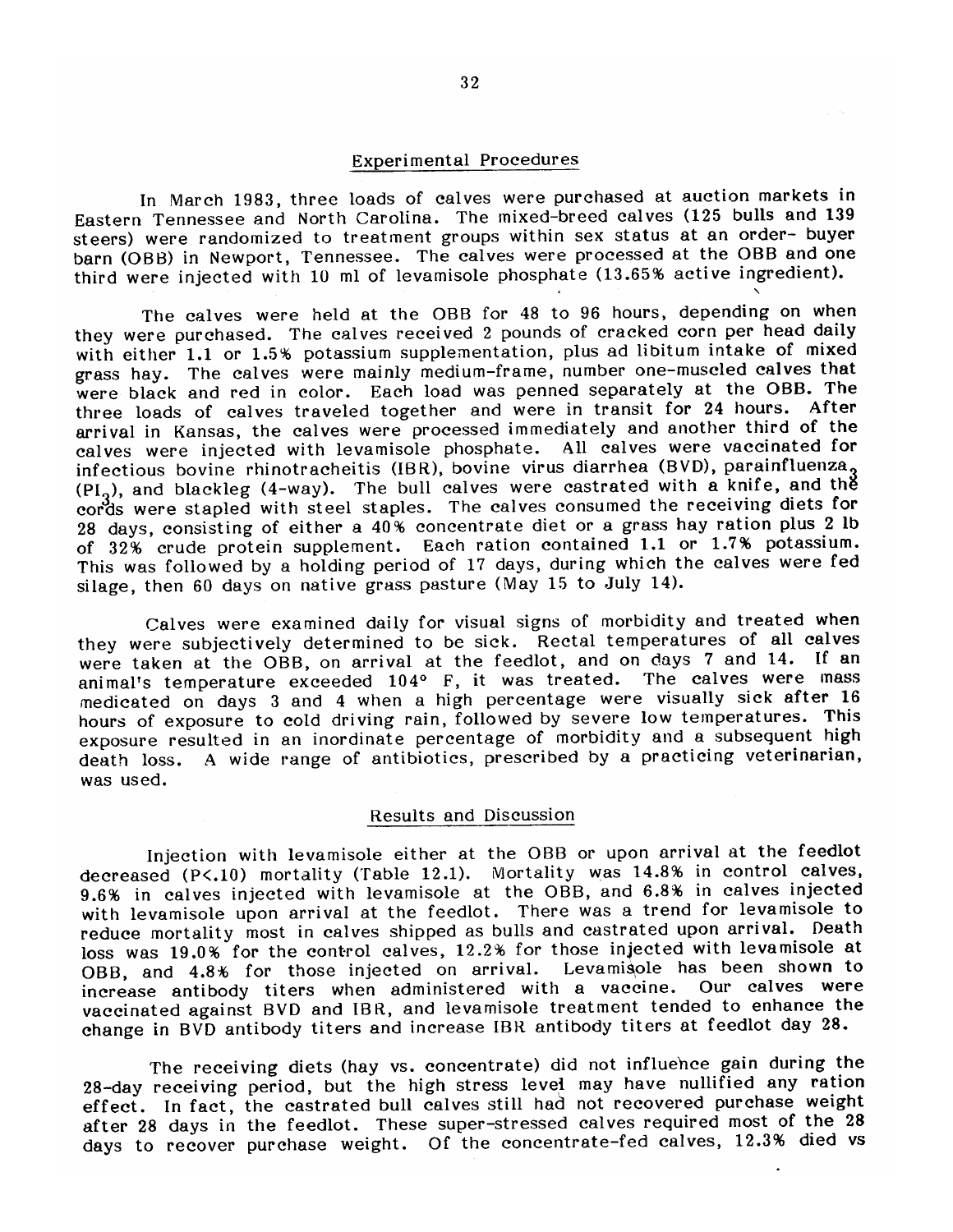## Experimental Procedures

In March 1983, three loads of calves were purchased at auction markets in Eastern Tennessee and North Carolina. The mixed-breed calves (125 bulls and 139 steers) were randomized to treatment groups within sex status at an order- buyer barn (OBB) in Newport, Tennessee. The calves were processed at the OBB and one third were injected with 10 ml of levamisole phosphate (13.65% active ingredient).

The calves were held at the OBB for 48 to 96 hours, depending on when they were purchased. The calves received 2 pounds of cracked corn per head daily with either 1.1 or 1.5% potassium supplementation, plus ad libitum intake of mixed grass hay. The calves were mainly medium-frame, number one-muscled calves that were black and red in color. Each load was penned separately at the OBB. The three loads of calves traveled together and were in transit for 24 hours. After arrival in Kansas, the calves were processed immediately and another third of the calves were injected with levamisole phosphate. All calves were vaccinated for infectious bovine rhinotracheitis (IBR), bovine virus diarrhea (BVD), parainfluenza$_3$ ($PI_3$), and blackleg (4-way). The bull calves were castrated with a knife, and the cords were stapled with steel staples. The calves consumed the receiving diets for 28 days, consisting of either a 40% concentrate diet or a grass hay ration plus 2 lb of 32% crude protein supplement. Each ration contained 1.1 or 1.7% potassium. This was followed by a holding period of 17 days, during which the calves were fed silage, then 60 days on native grass pasture (May 15 to July 14).

Calves were examined daily for visual signs of morbidity and treated when they were subjectively determined to be sick. Rectal temperatures of all calves were taken at the OBB, on arrival at the feedlot, and on days 7 and 14. If an animal's temperature exceeded 104° F, it was treated. The calves were mass medicated on days 3 and 4 when a high percentage were visually sick after 16 hours of exposure to cold driving rain, followed by severe low temperatures. This exposure resulted in an inordinate percentage of morbidity and a subsequent high death loss. A wide range of antibiotics, prescribed by a practicing veterinarian, was used.

## Results and Discussion

Injection with levamisole either at the OBB or upon arrival at the feedlot decreased ($P<.10$) mortality (Table 12.1). Mortality was 14.8% in control calves, 9.6% in calves injected with levamisole at the OBB, and 6.8% in calves injected with levamisole upon arrival at the feedlot. There was a trend for levamisole to reduce mortality most in calves shipped as bulls and castrated upon arrival. Death loss was 19.0% for the control calves, 12.2% for those injected with levamisole at OBB, and 4.8% for those injected on arrival. Levamisole has been shown to increase antibody titers when administered with a vaccine. Our calves were vaccinated against BVD and IBR, and levamisole treatment tended to enhance the change in BVD antibody titers and increase IBR antibody titers at feedlot day 28.

The receiving diets (hay vs. concentrate) did not influence gain during the 28-day receiving period, but the high stress level may have nullified any ration effect. In fact, the castrated bull calves still had not recovered purchase weight after 28 days in the feedlot. These super-stressed calves required most of the 28 days to recover purchase weight. Of the concentrate-fed calves, 12.3% died vs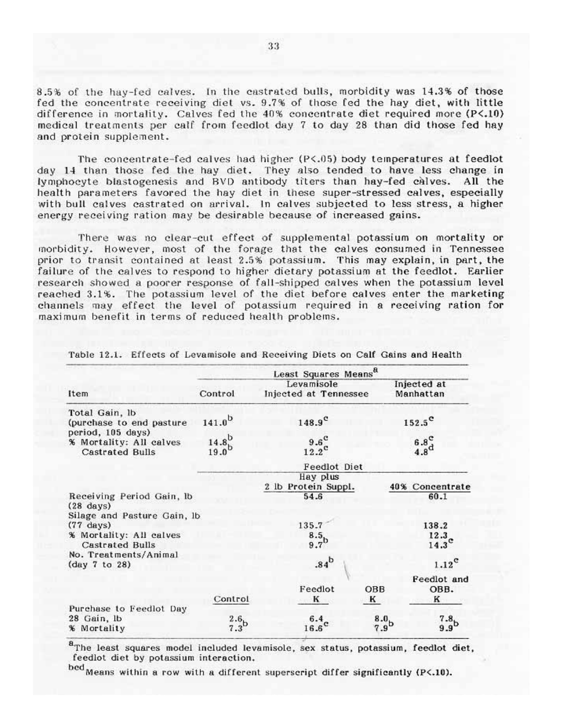8.5% of the hay-fed calves. In the castrated bulls, morbidity was 14.3% of those fed the concentrate receiving diet vs. 9.7% of those fed the hay diet, with little difference in mortality. Calves fed the 40% concentrate diet required more ($P<.10$) medical treatments per calf from feedlot day 7 to day 28 than did those fed hay and protein supplement.

The concentrate-fed calves had higher ($P<.05$) body temperatures at feedlot day 14 than those fed the hay diet. They also tended to have less change in lymphocyte blastogenesis and BVD antibody titers than hay-fed calves. All the health parameters favored the hay diet in these super-stressed calves, especially with bull calves castrated on arrival. In calves subjected to less stress, a higher energy receiving ration may be desirable because of increased gains.

There was no clear-cut effect of supplemental potassium on mortality or morbidity. However, most of the forage that the calves consumed in Tennessee prior to transit contained at least 2.5% potassium. This may explain, in part, the failure of the calves to respond to higher dietary potassium at the feedlot. Earlier research showed a poorer response of fall-shipped calves when the potassium level reached 3.1%. The potassium level of the diet before calves enter the marketing channels may effect the level of potassium required in a receiving ration for maximum benefit in terms of reduced health problems.

Table 12.1. Effects of Levamisole and Receiving Diets on Calf Gains and Health

| | Least Squares Means[a] | | |
|---|---|---|---|
| | | Levamisole | |
| Item | Control | Injected at Tennessee | Injected at Manhattan |
| Total Gain, lb (purchase to end pasture period, 105 days) | 141.0[b] | 148.9[c] | 152.5[c] |
| % Mortality: All calves | 14.8[b] | 9.6[c] | 6.8[c] |
| Castrated Bulls | 19.0[b] | 12.2[c] | 4.8[d] |

| | Feedlot Diet | |
|---|---|---|
| Item | Hay plus 2 lb Protein Suppl. | 40% Concentrate |
| Receiving Period Gain, lb (28 days) | 54.6 | 60.1 |
| Silage and Pasture Gain, lb (77 days) | 135.7 | 138.2 |
| % Mortality: All calves | 8.5 | 12.3 |
| Castrated Bulls | 9.7[b] | 14.3[c] |
| No. Treatments/Animal (day 7 to 28) | .84[b] | 1.12[c] |

| Item | Control | Feedlot K | OBB K | Feedlot and OBB. K |
|---|---|---|---|---|
| Purchase to Feedlot Day 28 Gain, lb | 2.6 | 6.4 | 8.0 | 7.8 |
| % Mortality | 7.3[b] | 16.6[c] | 7.9[b] | 9.9[b] |

[a]The least squares model included levamisole, sex status, potassium, feedlot diet, feedlot diet by potassium interaction.

[bcd]Means within a row with a different superscript differ significantly ($P<.10$).